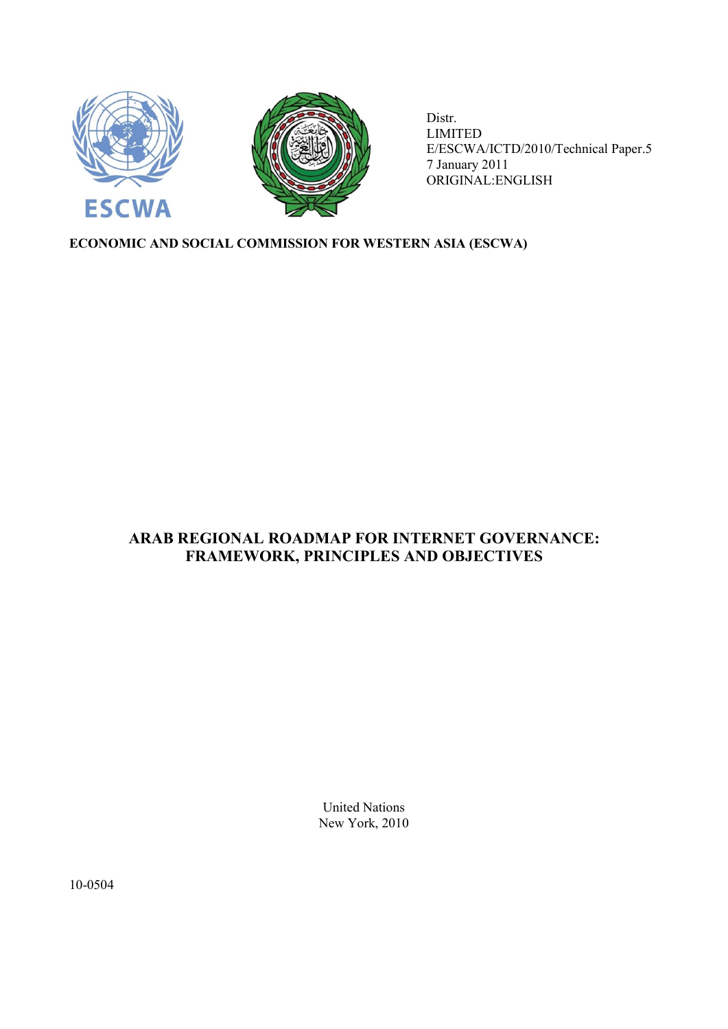ESCWA

Distr.
LIMITED
E/ESCWA/ICTD/2010/Technical Paper.5
7 January 2011
ORIGINAL:ENGLISH

**ECONOMIC AND SOCIAL COMMISSION FOR WESTERN ASIA (ESCWA)**

# ARAB REGIONAL ROADMAP FOR INTERNET GOVERNANCE: FRAMEWORK, PRINCIPLES AND OBJECTIVES

United Nations
New York, 2010

10-0504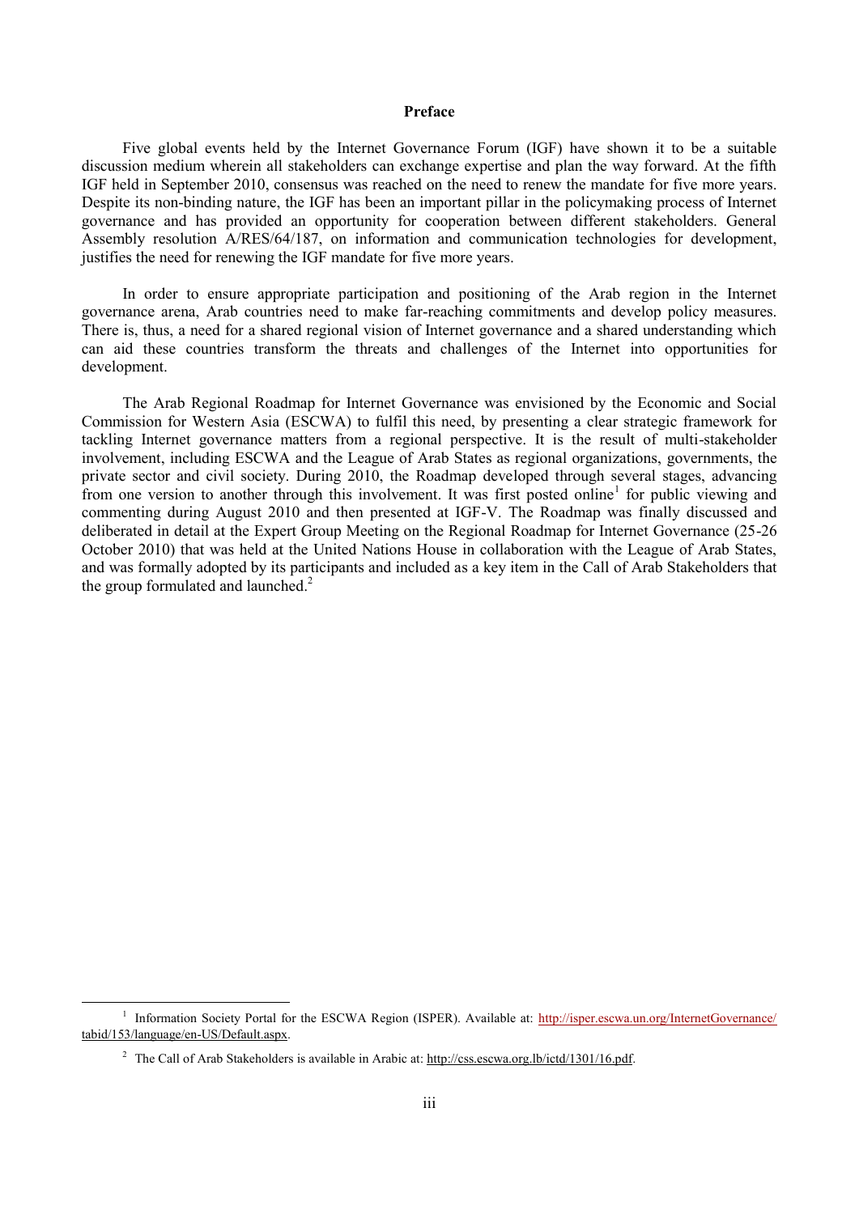## Preface

Five global events held by the Internet Governance Forum (IGF) have shown it to be a suitable discussion medium wherein all stakeholders can exchange expertise and plan the way forward. At the fifth IGF held in September 2010, consensus was reached on the need to renew the mandate for five more years. Despite its non-binding nature, the IGF has been an important pillar in the policymaking process of Internet governance and has provided an opportunity for cooperation between different stakeholders. General Assembly resolution A/RES/64/187, on information and communication technologies for development, justifies the need for renewing the IGF mandate for five more years.

In order to ensure appropriate participation and positioning of the Arab region in the Internet governance arena, Arab countries need to make far-reaching commitments and develop policy measures. There is, thus, a need for a shared regional vision of Internet governance and a shared understanding which can aid these countries transform the threats and challenges of the Internet into opportunities for development.

The Arab Regional Roadmap for Internet Governance was envisioned by the Economic and Social Commission for Western Asia (ESCWA) to fulfil this need, by presenting a clear strategic framework for tackling Internet governance matters from a regional perspective. It is the result of multi-stakeholder involvement, including ESCWA and the League of Arab States as regional organizations, governments, the private sector and civil society. During 2010, the Roadmap developed through several stages, advancing from one version to another through this involvement. It was first posted online[1] for public viewing and commenting during August 2010 and then presented at IGF-V. The Roadmap was finally discussed and deliberated in detail at the Expert Group Meeting on the Regional Roadmap for Internet Governance (25-26 October 2010) that was held at the United Nations House in collaboration with the League of Arab States, and was formally adopted by its participants and included as a key item in the Call of Arab Stakeholders that the group formulated and launched.[2]

---

[1] Information Society Portal for the ESCWA Region (ISPER). Available at: http://isper.escwa.un.org/InternetGovernance/tabid/153/language/en-US/Default.aspx.

[2] The Call of Arab Stakeholders is available in Arabic at: http://css.escwa.org.lb/ictd/1301/16.pdf.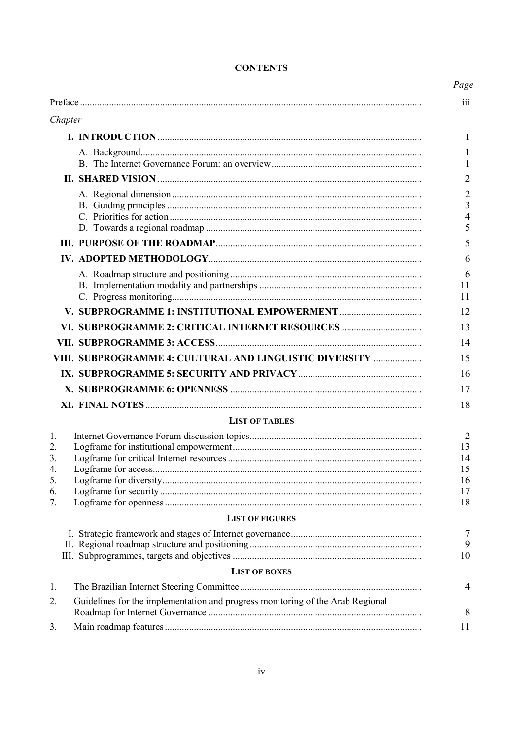**CONTENTS**

| | *Page* |
|---|---|
| Preface | iii |
| *Chapter* | |
| **I. INTRODUCTION** | 1 |
| A. Background | 1 |
| B. The Internet Governance Forum: an overview | 1 |
| **II. SHARED VISION** | 2 |
| A. Regional dimension | 2 |
| B. Guiding principles | 3 |
| C. Priorities for action | 4 |
| D. Towards a regional roadmap | 5 |
| **III. PURPOSE OF THE ROADMAP** | 5 |
| **IV. ADOPTED METHODOLOGY** | 6 |
| A. Roadmap structure and positioning | 6 |
| B. Implementation modality and partnerships | 11 |
| C. Progress monitoring | 11 |
| **V. SUBPROGRAMME 1: INSTITUTIONAL EMPOWERMENT** | 12 |
| **VI. SUBPROGRAMME 2: CRITICAL INTERNET RESOURCES** | 13 |
| **VII. SUBPROGRAMME 3: ACCESS** | 14 |
| **VIII. SUBPROGRAMME 4: CULTURAL AND LINGUISTIC DIVERSITY** | 15 |
| **IX. SUBPROGRAMME 5: SECURITY AND PRIVACY** | 16 |
| **X. SUBPROGRAMME 6: OPENNESS** | 17 |
| **XI. FINAL NOTES** | 18 |

**LIST OF TABLES**

| | | |
|---|---|---|
| 1. | Internet Governance Forum discussion topics | 2 |
| 2. | Logframe for institutional empowerment | 13 |
| 3. | Logframe for critical Internet resources | 14 |
| 4. | Logframe for access | 15 |
| 5. | Logframe for diversity | 16 |
| 6. | Logframe for security | 17 |
| 7. | Logframe for openness | 18 |

**LIST OF FIGURES**

| | | |
|---|---|---|
| I. | Strategic framework and stages of Internet governance | 7 |
| II. | Regional roadmap structure and positioning | 9 |
| III. | Subprogrammes, targets and objectives | 10 |

**LIST OF BOXES**

| | | |
|---|---|---|
| 1. | The Brazilian Internet Steering Committee | 4 |
| 2. | Guidelines for the implementation and progress monitoring of the Arab Regional Roadmap for Internet Governance | 8 |
| 3. | Main roadmap features | 11 |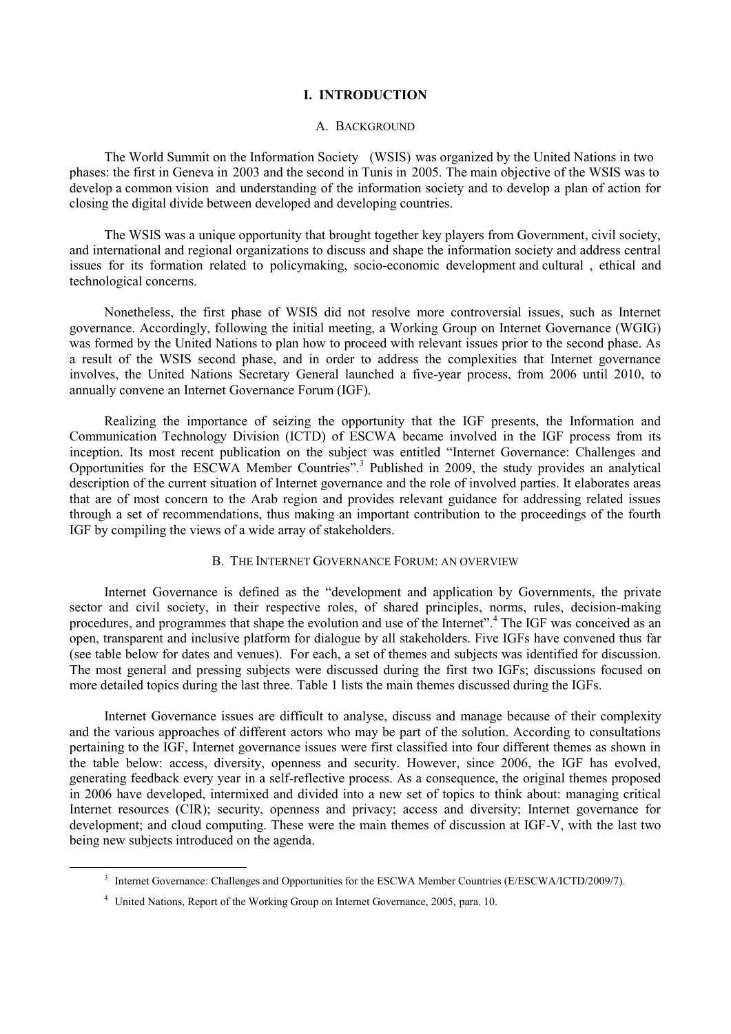# I. INTRODUCTION

## A. BACKGROUND

The World Summit on the Information Society (WSIS) was organized by the United Nations in two phases: the first in Geneva in 2003 and the second in Tunis in 2005. The main objective of the WSIS was to develop a common vision and understanding of the information society and to develop a plan of action for closing the digital divide between developed and developing countries.

The WSIS was a unique opportunity that brought together key players from Government, civil society, and international and regional organizations to discuss and shape the information society and address central issues for its formation related to policymaking, socio-economic development and cultural , ethical and technological concerns.

Nonetheless, the first phase of WSIS did not resolve more controversial issues, such as Internet governance. Accordingly, following the initial meeting, a Working Group on Internet Governance (WGIG) was formed by the United Nations to plan how to proceed with relevant issues prior to the second phase. As a result of the WSIS second phase, and in order to address the complexities that Internet governance involves, the United Nations Secretary General launched a five-year process, from 2006 until 2010, to annually convene an Internet Governance Forum (IGF).

Realizing the importance of seizing the opportunity that the IGF presents, the Information and Communication Technology Division (ICTD) of ESCWA became involved in the IGF process from its inception. Its most recent publication on the subject was entitled "Internet Governance: Challenges and Opportunities for the ESCWA Member Countries".[3] Published in 2009, the study provides an analytical description of the current situation of Internet governance and the role of involved parties. It elaborates areas that are of most concern to the Arab region and provides relevant guidance for addressing related issues through a set of recommendations, thus making an important contribution to the proceedings of the fourth IGF by compiling the views of a wide array of stakeholders.

## B. THE INTERNET GOVERNANCE FORUM: AN OVERVIEW

Internet Governance is defined as the "development and application by Governments, the private sector and civil society, in their respective roles, of shared principles, norms, rules, decision-making procedures, and programmes that shape the evolution and use of the Internet".[4] The IGF was conceived as an open, transparent and inclusive platform for dialogue by all stakeholders. Five IGFs have convened thus far (see table below for dates and venues). For each, a set of themes and subjects was identified for discussion. The most general and pressing subjects were discussed during the first two IGFs; discussions focused on more detailed topics during the last three. Table 1 lists the main themes discussed during the IGFs.

Internet Governance issues are difficult to analyse, discuss and manage because of their complexity and the various approaches of different actors who may be part of the solution. According to consultations pertaining to the IGF, Internet governance issues were first classified into four different themes as shown in the table below: access, diversity, openness and security. However, since 2006, the IGF has evolved, generating feedback every year in a self-reflective process. As a consequence, the original themes proposed in 2006 have developed, intermixed and divided into a new set of topics to think about: managing critical Internet resources (CIR); security, openness and privacy; access and diversity; Internet governance for development; and cloud computing. These were the main themes of discussion at IGF-V, with the last two being new subjects introduced on the agenda.

---

[3] Internet Governance: Challenges and Opportunities for the ESCWA Member Countries (E/ESCWA/ICTD/2009/7).

[4] United Nations, Report of the Working Group on Internet Governance, 2005, para. 10.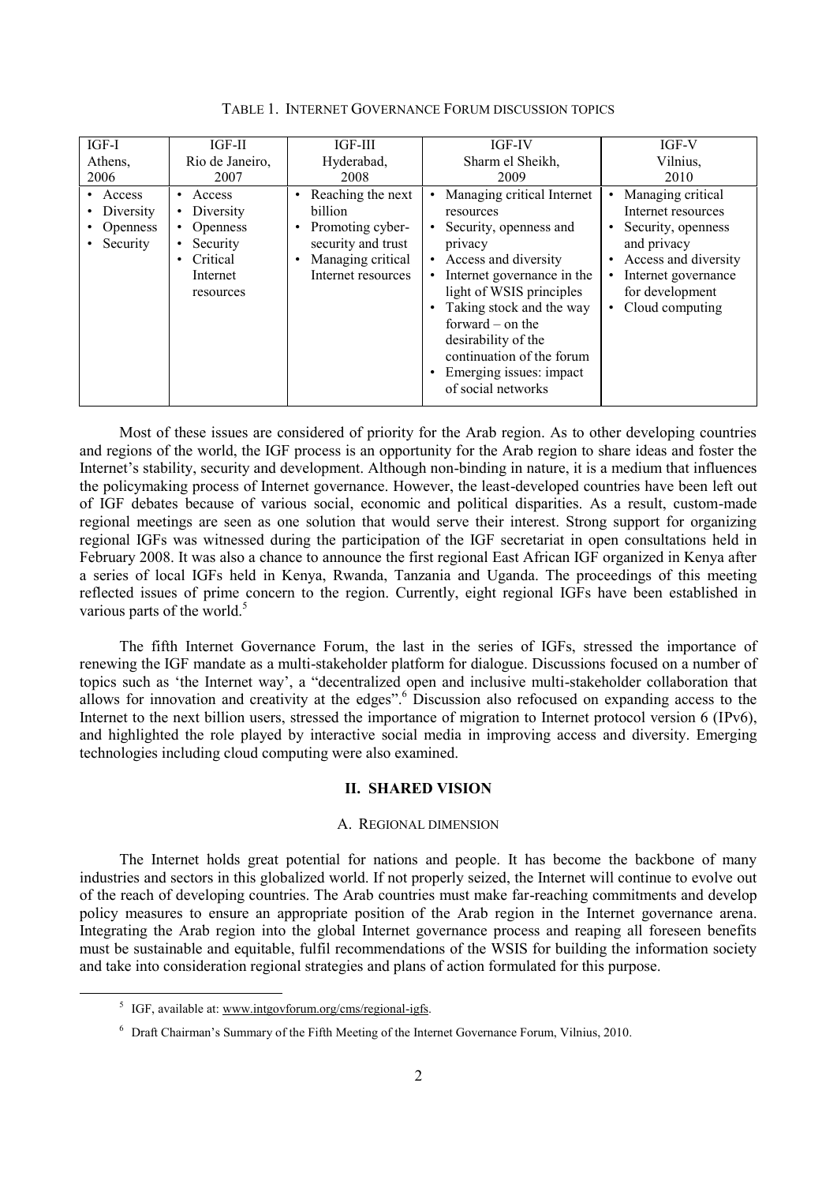TABLE 1. INTERNET GOVERNANCE FORUM DISCUSSION TOPICS

| IGF-I Athens, 2006 | IGF-II Rio de Janeiro, 2007 | IGF-III Hyderabad, 2008 | IGF-IV Sharm el Sheikh, 2009 | IGF-V Vilnius, 2010 |
|---|---|---|---|---|
| • Access<br>• Diversity<br>• Openness<br>• Security | • Access<br>• Diversity<br>• Openness<br>• Security<br>• Critical Internet resources | • Reaching the next billion<br>• Promoting cyber-security and trust<br>• Managing critical Internet resources | • Managing critical Internet resources<br>• Security, openness and privacy<br>• Access and diversity<br>• Internet governance in the light of WSIS principles<br>• Taking stock and the way forward – on the desirability of the continuation of the forum<br>• Emerging issues: impact of social networks | • Managing critical Internet resources<br>• Security, openness and privacy<br>• Access and diversity<br>• Internet governance for development<br>• Cloud computing |

Most of these issues are considered of priority for the Arab region. As to other developing countries and regions of the world, the IGF process is an opportunity for the Arab region to share ideas and foster the Internet's stability, security and development. Although non-binding in nature, it is a medium that influences the policymaking process of Internet governance. However, the least-developed countries have been left out of IGF debates because of various social, economic and political disparities. As a result, custom-made regional meetings are seen as one solution that would serve their interest. Strong support for organizing regional IGFs was witnessed during the participation of the IGF secretariat in open consultations held in February 2008. It was also a chance to announce the first regional East African IGF organized in Kenya after a series of local IGFs held in Kenya, Rwanda, Tanzania and Uganda. The proceedings of this meeting reflected issues of prime concern to the region. Currently, eight regional IGFs have been established in various parts of the world.[5]

The fifth Internet Governance Forum, the last in the series of IGFs, stressed the importance of renewing the IGF mandate as a multi-stakeholder platform for dialogue. Discussions focused on a number of topics such as 'the Internet way', a "decentralized open and inclusive multi-stakeholder collaboration that allows for innovation and creativity at the edges".[6] Discussion also refocused on expanding access to the Internet to the next billion users, stressed the importance of migration to Internet protocol version 6 (IPv6), and highlighted the role played by interactive social media in improving access and diversity. Emerging technologies including cloud computing were also examined.

## II. SHARED VISION

### A. REGIONAL DIMENSION

The Internet holds great potential for nations and people. It has become the backbone of many industries and sectors in this globalized world. If not properly seized, the Internet will continue to evolve out of the reach of developing countries. The Arab countries must make far-reaching commitments and develop policy measures to ensure an appropriate position of the Arab region in the Internet governance arena. Integrating the Arab region into the global Internet governance process and reaping all foreseen benefits must be sustainable and equitable, fulfil recommendations of the WSIS for building the information society and take into consideration regional strategies and plans of action formulated for this purpose.

[5] IGF, available at: www.intgovforum.org/cms/regional-igfs.

[6] Draft Chairman's Summary of the Fifth Meeting of the Internet Governance Forum, Vilnius, 2010.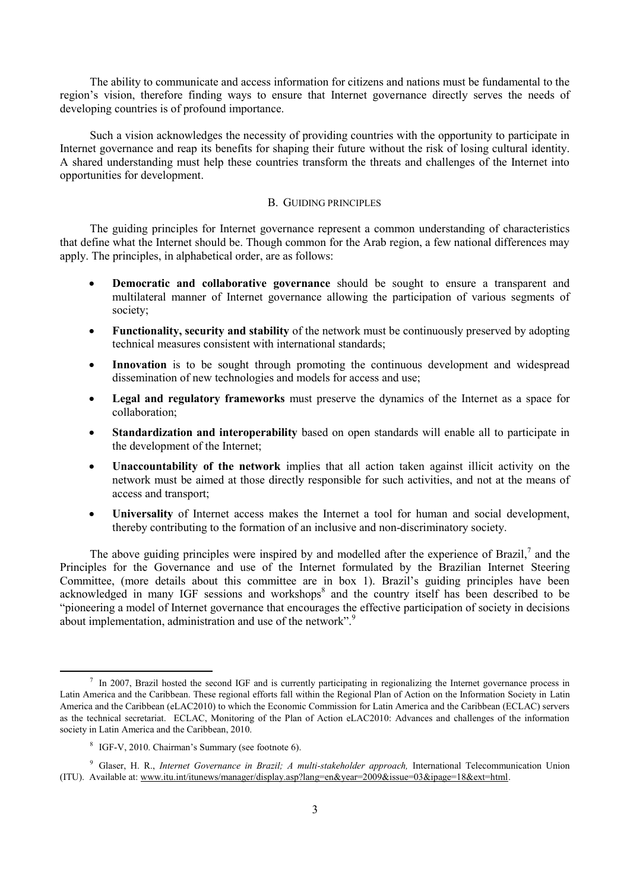The ability to communicate and access information for citizens and nations must be fundamental to the region's vision, therefore finding ways to ensure that Internet governance directly serves the needs of developing countries is of profound importance.

Such a vision acknowledges the necessity of providing countries with the opportunity to participate in Internet governance and reap its benefits for shaping their future without the risk of losing cultural identity. A shared understanding must help these countries transform the threats and challenges of the Internet into opportunities for development.

### B. GUIDING PRINCIPLES

The guiding principles for Internet governance represent a common understanding of characteristics that define what the Internet should be. Though common for the Arab region, a few national differences may apply. The principles, in alphabetical order, are as follows:

- **Democratic and collaborative governance** should be sought to ensure a transparent and multilateral manner of Internet governance allowing the participation of various segments of society;
- **Functionality, security and stability** of the network must be continuously preserved by adopting technical measures consistent with international standards;
- **Innovation** is to be sought through promoting the continuous development and widespread dissemination of new technologies and models for access and use;
- **Legal and regulatory frameworks** must preserve the dynamics of the Internet as a space for collaboration;
- **Standardization and interoperability** based on open standards will enable all to participate in the development of the Internet;
- **Unaccountability of the network** implies that all action taken against illicit activity on the network must be aimed at those directly responsible for such activities, and not at the means of access and transport;
- **Universality** of Internet access makes the Internet a tool for human and social development, thereby contributing to the formation of an inclusive and non-discriminatory society.

The above guiding principles were inspired by and modelled after the experience of Brazil,[7] and the Principles for the Governance and use of the Internet formulated by the Brazilian Internet Steering Committee, (more details about this committee are in box 1). Brazil's guiding principles have been acknowledged in many IGF sessions and workshops[8] and the country itself has been described to be "pioneering a model of Internet governance that encourages the effective participation of society in decisions about implementation, administration and use of the network".[9]

---

[7] In 2007, Brazil hosted the second IGF and is currently participating in regionalizing the Internet governance process in Latin America and the Caribbean. These regional efforts fall within the Regional Plan of Action on the Information Society in Latin America and the Caribbean (eLAC2010) to which the Economic Commission for Latin America and the Caribbean (ECLAC) servers as the technical secretariat. ECLAC, Monitoring of the Plan of Action eLAC2010: Advances and challenges of the information society in Latin America and the Caribbean, 2010.

[8] IGF-V, 2010. Chairman's Summary (see footnote 6).

[9] Glaser, H. R., *Internet Governance in Brazil; A multi-stakeholder approach,* International Telecommunication Union (ITU). Available at: www.itu.int/itunews/manager/display.asp?lang=en&year=2009&issue=03&ipage=18&ext=html.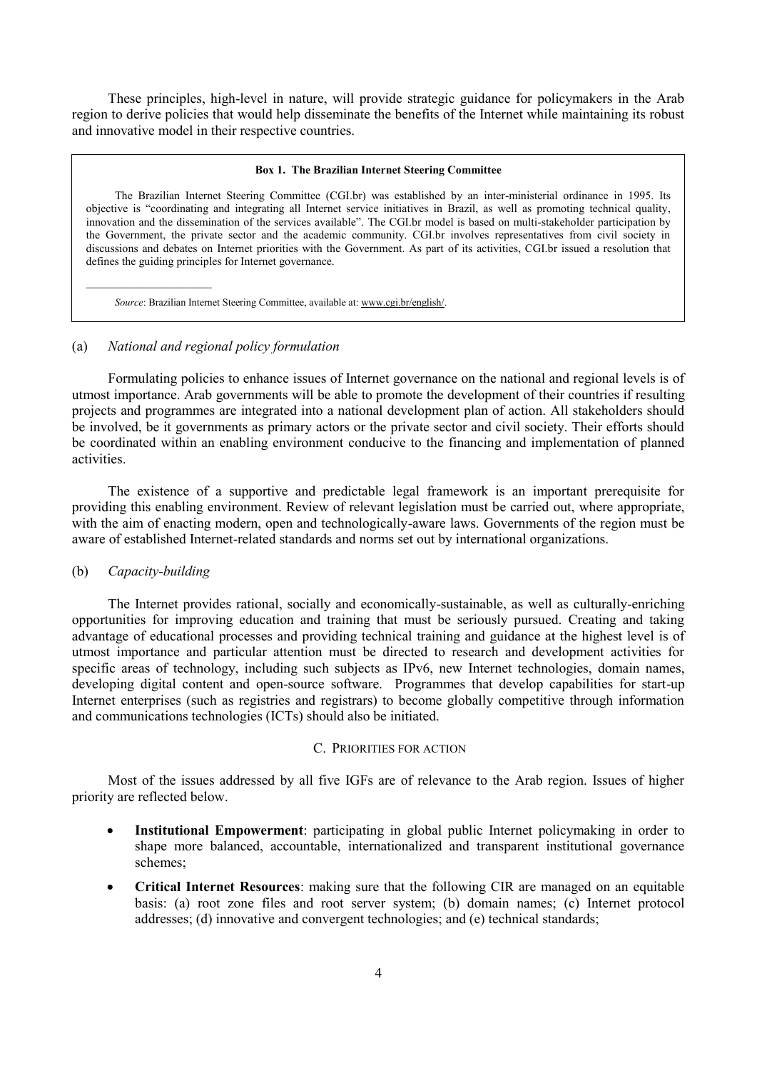These principles, high-level in nature, will provide strategic guidance for policymakers in the Arab region to derive policies that would help disseminate the benefits of the Internet while maintaining its robust and innovative model in their respective countries.

> **Box 1. The Brazilian Internet Steering Committee**
>
> The Brazilian Internet Steering Committee (CGI.br) was established by an inter-ministerial ordinance in 1995. Its objective is "coordinating and integrating all Internet service initiatives in Brazil, as well as promoting technical quality, innovation and the dissemination of the services available". The CGI.br model is based on multi-stakeholder participation by the Government, the private sector and the academic community. CGI.br involves representatives from civil society in discussions and debates on Internet priorities with the Government. As part of its activities, CGI.br issued a resolution that defines the guiding principles for Internet governance.
>
> _Source_: Brazilian Internet Steering Committee, available at: www.cgi.br/english/.

(a) *National and regional policy formulation*

Formulating policies to enhance issues of Internet governance on the national and regional levels is of utmost importance. Arab governments will be able to promote the development of their countries if resulting projects and programmes are integrated into a national development plan of action. All stakeholders should be involved, be it governments as primary actors or the private sector and civil society. Their efforts should be coordinated within an enabling environment conducive to the financing and implementation of planned activities.

The existence of a supportive and predictable legal framework is an important prerequisite for providing this enabling environment. Review of relevant legislation must be carried out, where appropriate, with the aim of enacting modern, open and technologically-aware laws. Governments of the region must be aware of established Internet-related standards and norms set out by international organizations.

(b) *Capacity-building*

The Internet provides rational, socially and economically-sustainable, as well as culturally-enriching opportunities for improving education and training that must be seriously pursued. Creating and taking advantage of educational processes and providing technical training and guidance at the highest level is of utmost importance and particular attention must be directed to research and development activities for specific areas of technology, including such subjects as IPv6, new Internet technologies, domain names, developing digital content and open-source software. Programmes that develop capabilities for start-up Internet enterprises (such as registries and registrars) to become globally competitive through information and communications technologies (ICTs) should also be initiated.

## C. PRIORITIES FOR ACTION

Most of the issues addressed by all five IGFs are of relevance to the Arab region. Issues of higher priority are reflected below.

- **Institutional Empowerment**: participating in global public Internet policymaking in order to shape more balanced, accountable, internationalized and transparent institutional governance schemes;
- **Critical Internet Resources**: making sure that the following CIR are managed on an equitable basis: (a) root zone files and root server system; (b) domain names; (c) Internet protocol addresses; (d) innovative and convergent technologies; and (e) technical standards;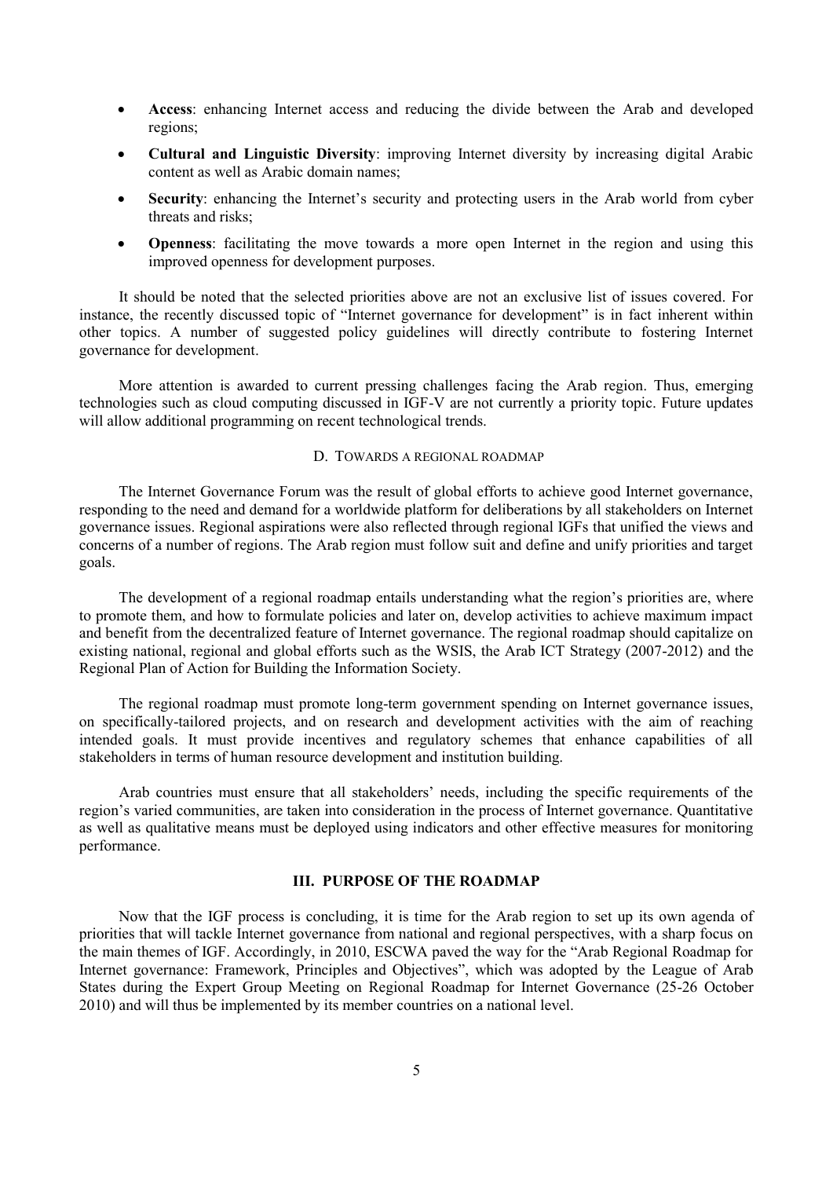- **Access**: enhancing Internet access and reducing the divide between the Arab and developed regions;
- **Cultural and Linguistic Diversity**: improving Internet diversity by increasing digital Arabic content as well as Arabic domain names;
- **Security**: enhancing the Internet's security and protecting users in the Arab world from cyber threats and risks;
- **Openness**: facilitating the move towards a more open Internet in the region and using this improved openness for development purposes.

It should be noted that the selected priorities above are not an exclusive list of issues covered. For instance, the recently discussed topic of "Internet governance for development" is in fact inherent within other topics. A number of suggested policy guidelines will directly contribute to fostering Internet governance for development.

More attention is awarded to current pressing challenges facing the Arab region. Thus, emerging technologies such as cloud computing discussed in IGF-V are not currently a priority topic. Future updates will allow additional programming on recent technological trends.

### D. Towards a regional roadmap

The Internet Governance Forum was the result of global efforts to achieve good Internet governance, responding to the need and demand for a worldwide platform for deliberations by all stakeholders on Internet governance issues. Regional aspirations were also reflected through regional IGFs that unified the views and concerns of a number of regions. The Arab region must follow suit and define and unify priorities and target goals.

The development of a regional roadmap entails understanding what the region's priorities are, where to promote them, and how to formulate policies and later on, develop activities to achieve maximum impact and benefit from the decentralized feature of Internet governance. The regional roadmap should capitalize on existing national, regional and global efforts such as the WSIS, the Arab ICT Strategy (2007-2012) and the Regional Plan of Action for Building the Information Society.

The regional roadmap must promote long-term government spending on Internet governance issues, on specifically-tailored projects, and on research and development activities with the aim of reaching intended goals. It must provide incentives and regulatory schemes that enhance capabilities of all stakeholders in terms of human resource development and institution building.

Arab countries must ensure that all stakeholders' needs, including the specific requirements of the region's varied communities, are taken into consideration in the process of Internet governance. Quantitative as well as qualitative means must be deployed using indicators and other effective measures for monitoring performance.

## III. PURPOSE OF THE ROADMAP

Now that the IGF process is concluding, it is time for the Arab region to set up its own agenda of priorities that will tackle Internet governance from national and regional perspectives, with a sharp focus on the main themes of IGF. Accordingly, in 2010, ESCWA paved the way for the "Arab Regional Roadmap for Internet governance: Framework, Principles and Objectives", which was adopted by the League of Arab States during the Expert Group Meeting on Regional Roadmap for Internet Governance (25-26 October 2010) and will thus be implemented by its member countries on a national level.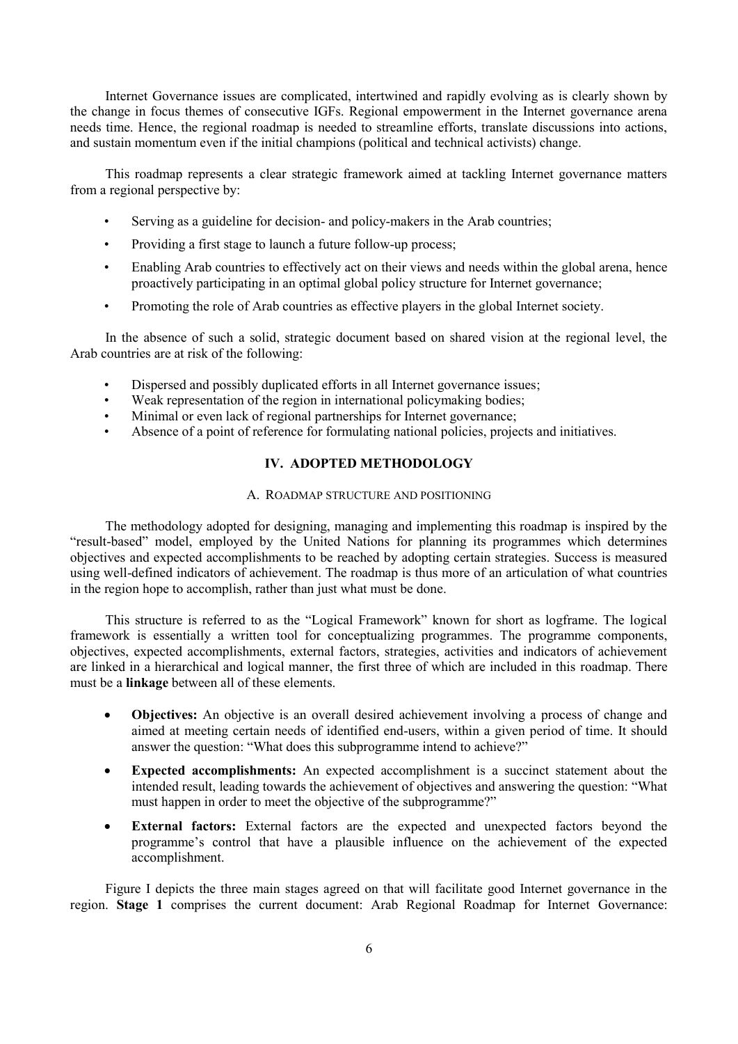Internet Governance issues are complicated, intertwined and rapidly evolving as is clearly shown by the change in focus themes of consecutive IGFs. Regional empowerment in the Internet governance arena needs time. Hence, the regional roadmap is needed to streamline efforts, translate discussions into actions, and sustain momentum even if the initial champions (political and technical activists) change.

This roadmap represents a clear strategic framework aimed at tackling Internet governance matters from a regional perspective by:

- Serving as a guideline for decision- and policy-makers in the Arab countries;
- Providing a first stage to launch a future follow-up process;
- Enabling Arab countries to effectively act on their views and needs within the global arena, hence proactively participating in an optimal global policy structure for Internet governance;
- Promoting the role of Arab countries as effective players in the global Internet society.

In the absence of such a solid, strategic document based on shared vision at the regional level, the Arab countries are at risk of the following:

- Dispersed and possibly duplicated efforts in all Internet governance issues;
- Weak representation of the region in international policymaking bodies;
- Minimal or even lack of regional partnerships for Internet governance;
- Absence of a point of reference for formulating national policies, projects and initiatives.

## IV. ADOPTED METHODOLOGY

### A. ROADMAP STRUCTURE AND POSITIONING

The methodology adopted for designing, managing and implementing this roadmap is inspired by the "result-based" model, employed by the United Nations for planning its programmes which determines objectives and expected accomplishments to be reached by adopting certain strategies. Success is measured using well-defined indicators of achievement. The roadmap is thus more of an articulation of what countries in the region hope to accomplish, rather than just what must be done.

This structure is referred to as the "Logical Framework" known for short as logframe. The logical framework is essentially a written tool for conceptualizing programmes. The programme components, objectives, expected accomplishments, external factors, strategies, activities and indicators of achievement are linked in a hierarchical and logical manner, the first three of which are included in this roadmap. There must be a **linkage** between all of these elements.

- **Objectives:** An objective is an overall desired achievement involving a process of change and aimed at meeting certain needs of identified end-users, within a given period of time. It should answer the question: "What does this subprogramme intend to achieve?"
- **Expected accomplishments:** An expected accomplishment is a succinct statement about the intended result, leading towards the achievement of objectives and answering the question: "What must happen in order to meet the objective of the subprogramme?"
- **External factors:** External factors are the expected and unexpected factors beyond the programme's control that have a plausible influence on the achievement of the expected accomplishment.

Figure I depicts the three main stages agreed on that will facilitate good Internet governance in the region. **Stage 1** comprises the current document: Arab Regional Roadmap for Internet Governance: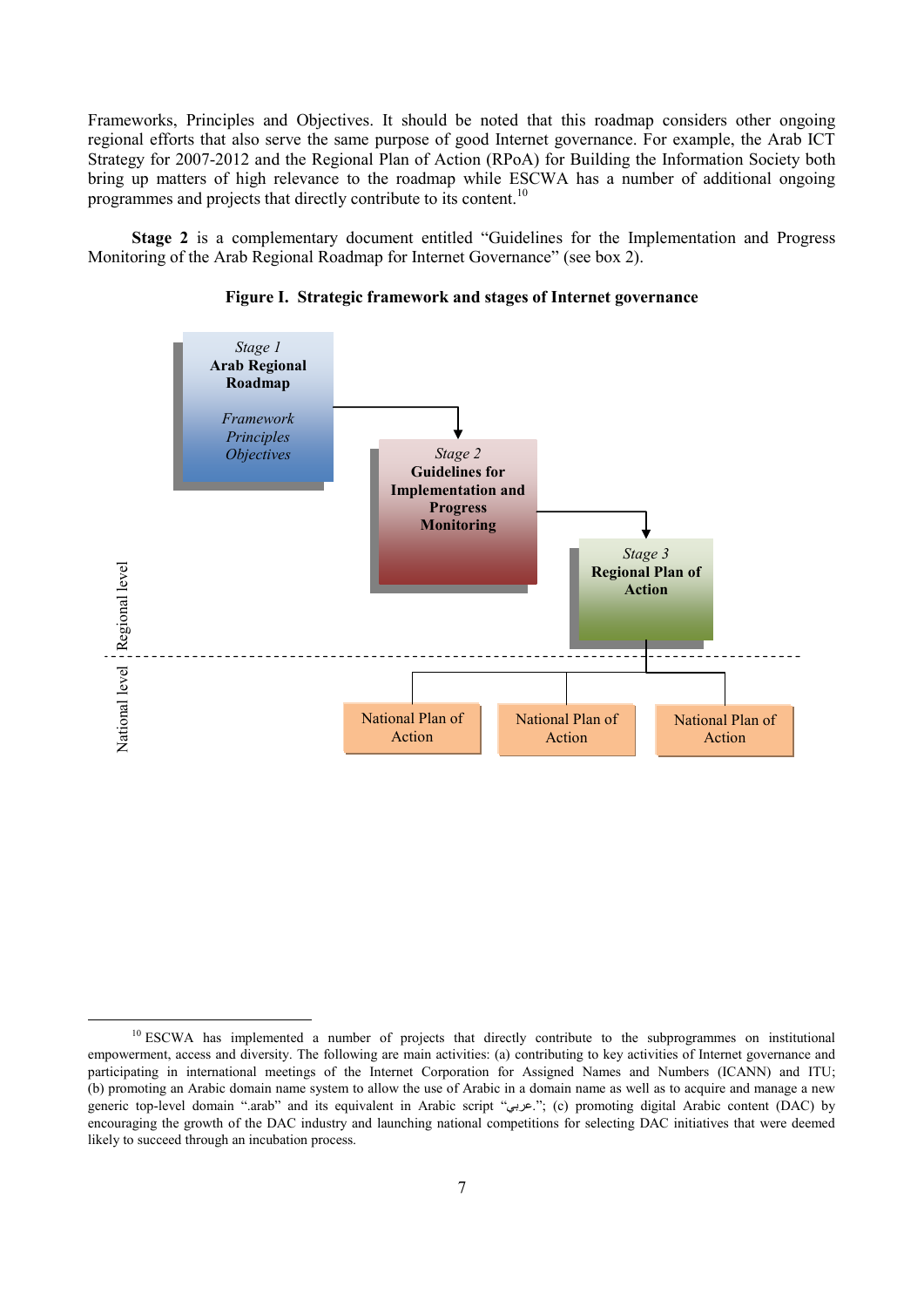Frameworks, Principles and Objectives. It should be noted that this roadmap considers other ongoing regional efforts that also serve the same purpose of good Internet governance. For example, the Arab ICT Strategy for 2007-2012 and the Regional Plan of Action (RPoA) for Building the Information Society both bring up matters of high relevance to the roadmap while ESCWA has a number of additional ongoing programmes and projects that directly contribute to its content.[10]

**Stage 2** is a complementary document entitled "Guidelines for the Implementation and Progress Monitoring of the Arab Regional Roadmap for Internet Governance" (see box 2).

**Figure I. Strategic framework and stages of Internet governance**

*Stage 1*
**Arab Regional Roadmap**
*Framework*
*Principles*
*Objectives*

*Stage 2*
**Guidelines for Implementation and Progress Monitoring**

*Stage 3*
**Regional Plan of Action**

Regional level

National level

National Plan of Action | National Plan of Action | National Plan of Action

---

[10] ESCWA has implemented a number of projects that directly contribute to the subprogrammes on institutional empowerment, access and diversity. The following are main activities: (a) contributing to key activities of Internet governance and participating in international meetings of the Internet Corporation for Assigned Names and Numbers (ICANN) and ITU; (b) promoting an Arabic domain name system to allow the use of Arabic in a domain name as well as to acquire and manage a new generic top-level domain ".arab" and its equivalent in Arabic script "عربي."; (c) promoting digital Arabic content (DAC) by encouraging the growth of the DAC industry and launching national competitions for selecting DAC initiatives that were deemed likely to succeed through an incubation process.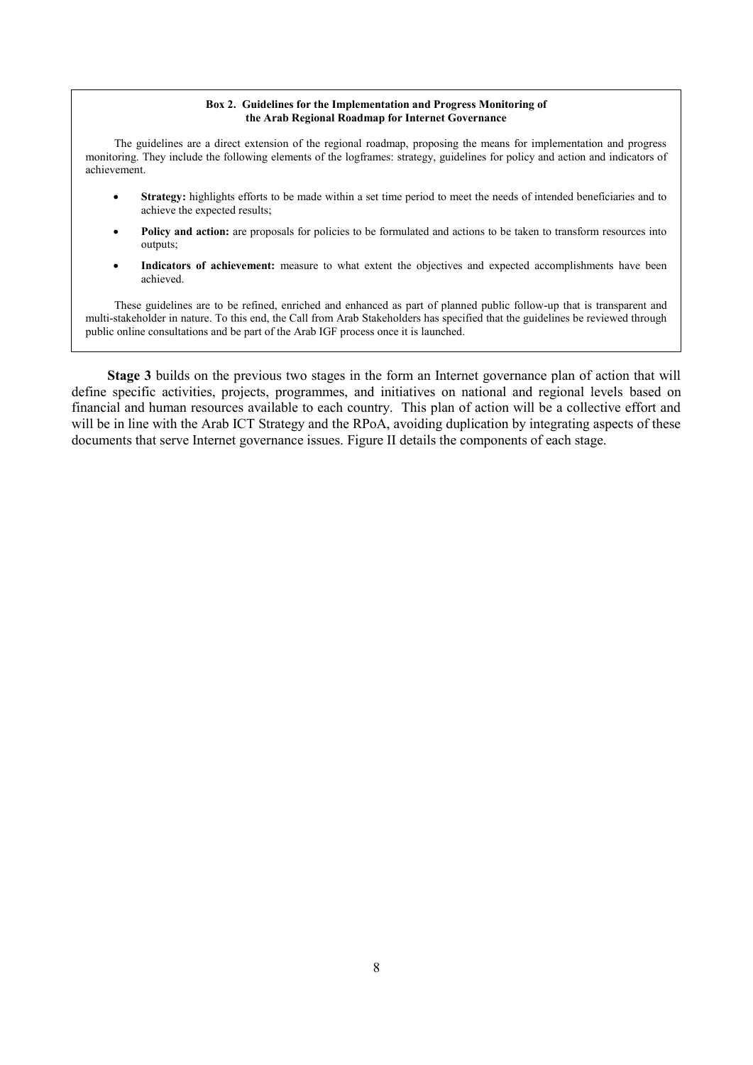**Box 2. Guidelines for the Implementation and Progress Monitoring of the Arab Regional Roadmap for Internet Governance**

The guidelines are a direct extension of the regional roadmap, proposing the means for implementation and progress monitoring. They include the following elements of the logframes: strategy, guidelines for policy and action and indicators of achievement.

- **Strategy:** highlights efforts to be made within a set time period to meet the needs of intended beneficiaries and to achieve the expected results;
- **Policy and action:** are proposals for policies to be formulated and actions to be taken to transform resources into outputs;
- **Indicators of achievement:** measure to what extent the objectives and expected accomplishments have been achieved.

These guidelines are to be refined, enriched and enhanced as part of planned public follow-up that is transparent and multi-stakeholder in nature. To this end, the Call from Arab Stakeholders has specified that the guidelines be reviewed through public online consultations and be part of the Arab IGF process once it is launched.

**Stage 3** builds on the previous two stages in the form an Internet governance plan of action that will define specific activities, projects, programmes, and initiatives on national and regional levels based on financial and human resources available to each country. This plan of action will be a collective effort and will be in line with the Arab ICT Strategy and the RPoA, avoiding duplication by integrating aspects of these documents that serve Internet governance issues. Figure II details the components of each stage.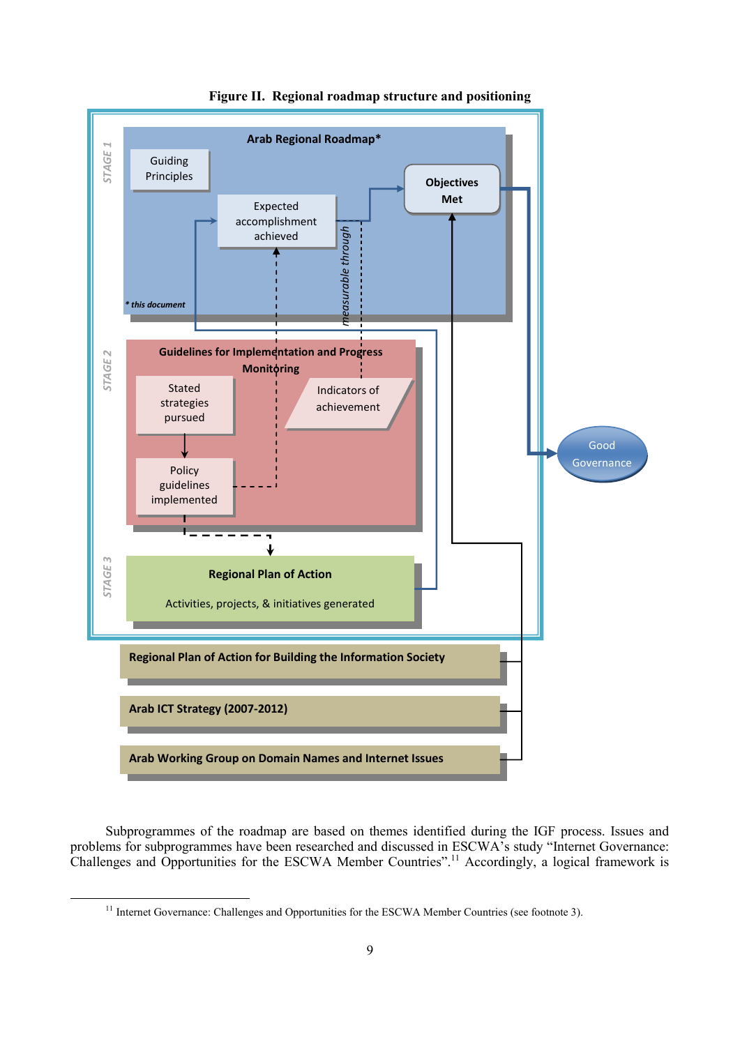**Figure II. Regional roadmap structure and positioning**

STAGE 1

**Arab Regional Roadmap***

Guiding Principles

Expected accomplishment achieved

*measurable through*

**Objectives Met**

*\* this document*

STAGE 2

**Guidelines for Implementation and Progress Monitoring**

Stated strategies pursued

Policy guidelines implemented

Indicators of achievement

STAGE 3

**Regional Plan of Action**

Activities, projects, & initiatives generated

Good Governance

**Regional Plan of Action for Building the Information Society**

**Arab ICT Strategy (2007-2012)**

**Arab Working Group on Domain Names and Internet Issues**

Subprogrammes of the roadmap are based on themes identified during the IGF process. Issues and problems for subprogrammes have been researched and discussed in ESCWA's study "Internet Governance: Challenges and Opportunities for the ESCWA Member Countries".[11] Accordingly, a logical framework is

---

[11] Internet Governance: Challenges and Opportunities for the ESCWA Member Countries (see footnote 3).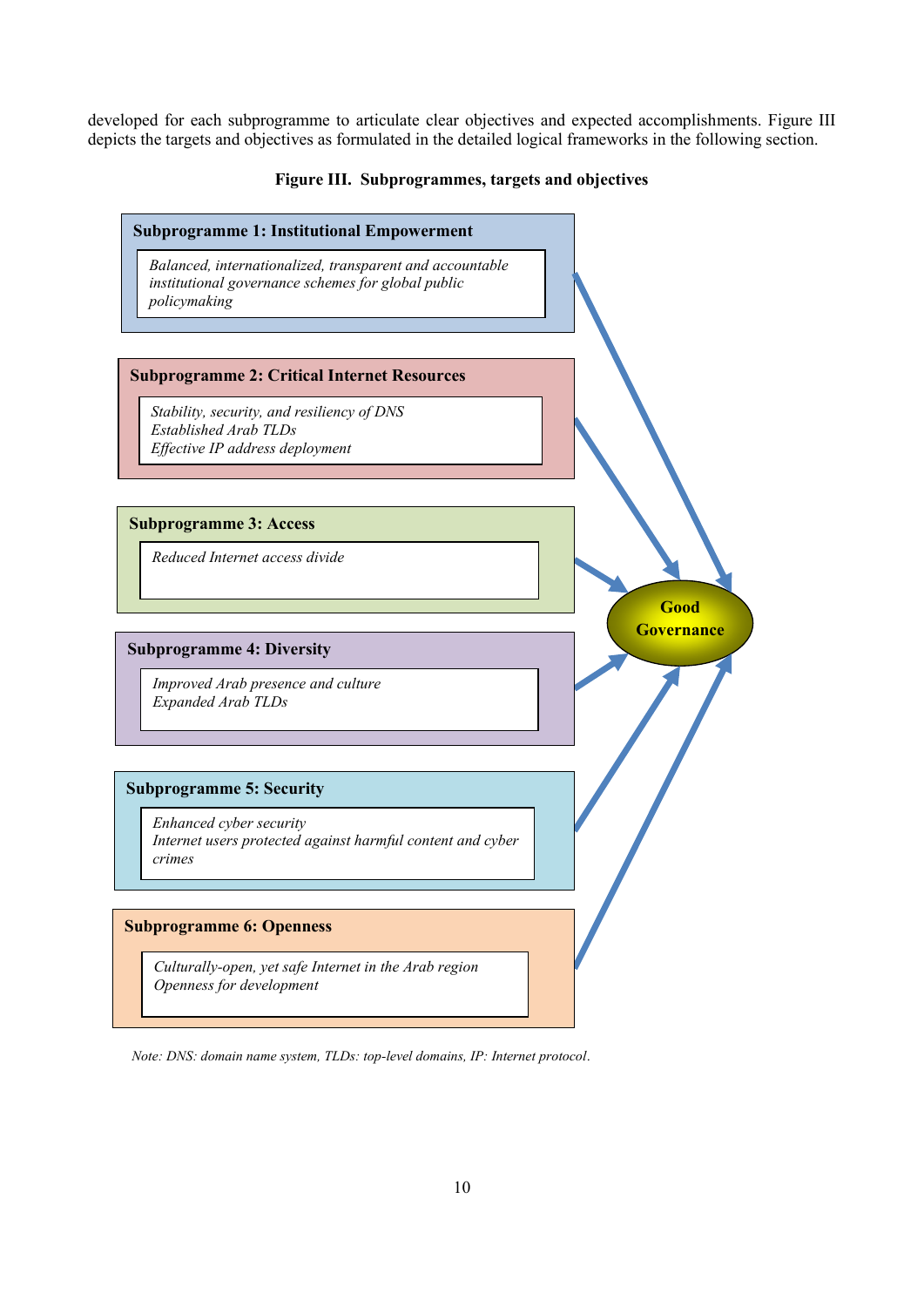developed for each subprogramme to articulate clear objectives and expected accomplishments. Figure III depicts the targets and objectives as formulated in the detailed logical frameworks in the following section.

**Figure III. Subprogrammes, targets and objectives**

**Subprogramme 1: Institutional Empowerment**

*Balanced, internationalized, transparent and accountable institutional governance schemes for global public policymaking*

**Subprogramme 2: Critical Internet Resources**

*Stability, security, and resiliency of DNS*
*Established Arab TLDs*
*Effective IP address deployment*

**Subprogramme 3: Access**

*Reduced Internet access divide*

**Subprogramme 4: Diversity**

*Improved Arab presence and culture*
*Expanded Arab TLDs*

**Subprogramme 5: Security**

*Enhanced cyber security*
*Internet users protected against harmful content and cyber crimes*

**Subprogramme 6: Openness**

*Culturally-open, yet safe Internet in the Arab region*
*Openness for development*

**Good Governance**

*Note: DNS: domain name system, TLDs: top-level domains, IP: Internet protocol.*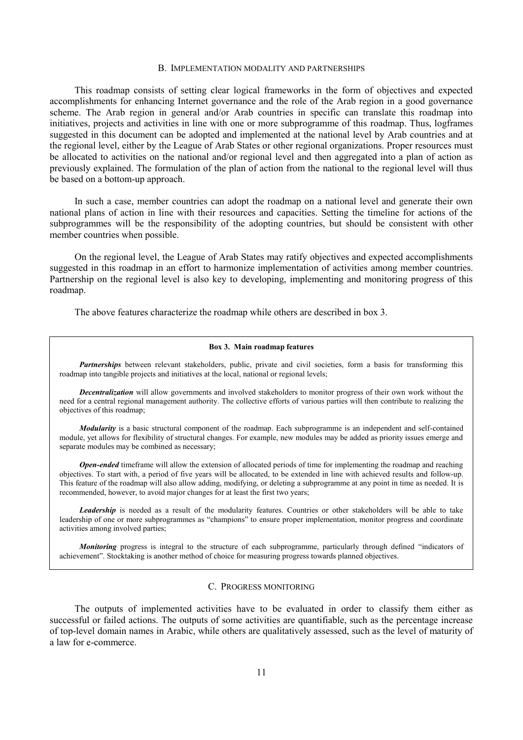## B. IMPLEMENTATION MODALITY AND PARTNERSHIPS

This roadmap consists of setting clear logical frameworks in the form of objectives and expected accomplishments for enhancing Internet governance and the role of the Arab region in a good governance scheme. The Arab region in general and/or Arab countries in specific can translate this roadmap into initiatives, projects and activities in line with one or more subprogramme of this roadmap. Thus, logframes suggested in this document can be adopted and implemented at the national level by Arab countries and at the regional level, either by the League of Arab States or other regional organizations. Proper resources must be allocated to activities on the national and/or regional level and then aggregated into a plan of action as previously explained. The formulation of the plan of action from the national to the regional level will thus be based on a bottom-up approach.

In such a case, member countries can adopt the roadmap on a national level and generate their own national plans of action in line with their resources and capacities. Setting the timeline for actions of the subprogrammes will be the responsibility of the adopting countries, but should be consistent with other member countries when possible.

On the regional level, the League of Arab States may ratify objectives and expected accomplishments suggested in this roadmap in an effort to harmonize implementation of activities among member countries. Partnership on the regional level is also key to developing, implementing and monitoring progress of this roadmap.

The above features characterize the roadmap while others are described in box 3.

> **Box 3. Main roadmap features**
>
> ***Partnerships*** between relevant stakeholders, public, private and civil societies, form a basis for transforming this roadmap into tangible projects and initiatives at the local, national or regional levels;
>
> ***Decentralization*** will allow governments and involved stakeholders to monitor progress of their own work without the need for a central regional management authority. The collective efforts of various parties will then contribute to realizing the objectives of this roadmap;
>
> ***Modularity*** is a basic structural component of the roadmap. Each subprogramme is an independent and self-contained module, yet allows for flexibility of structural changes. For example, new modules may be added as priority issues emerge and separate modules may be combined as necessary;
>
> ***Open-ended*** timeframe will allow the extension of allocated periods of time for implementing the roadmap and reaching objectives. To start with, a period of five years will be allocated, to be extended in line with achieved results and follow-up. This feature of the roadmap will also allow adding, modifying, or deleting a subprogramme at any point in time as needed. It is recommended, however, to avoid major changes for at least the first two years;
>
> ***Leadership*** is needed as a result of the modularity features. Countries or other stakeholders will be able to take leadership of one or more subprogrammes as "champions" to ensure proper implementation, monitor progress and coordinate activities among involved parties;
>
> ***Monitoring*** progress is integral to the structure of each subprogramme, particularly through defined "indicators of achievement". Stocktaking is another method of choice for measuring progress towards planned objectives.

## C. PROGRESS MONITORING

The outputs of implemented activities have to be evaluated in order to classify them either as successful or failed actions. The outputs of some activities are quantifiable, such as the percentage increase of top-level domain names in Arabic, while others are qualitatively assessed, such as the level of maturity of a law for e-commerce.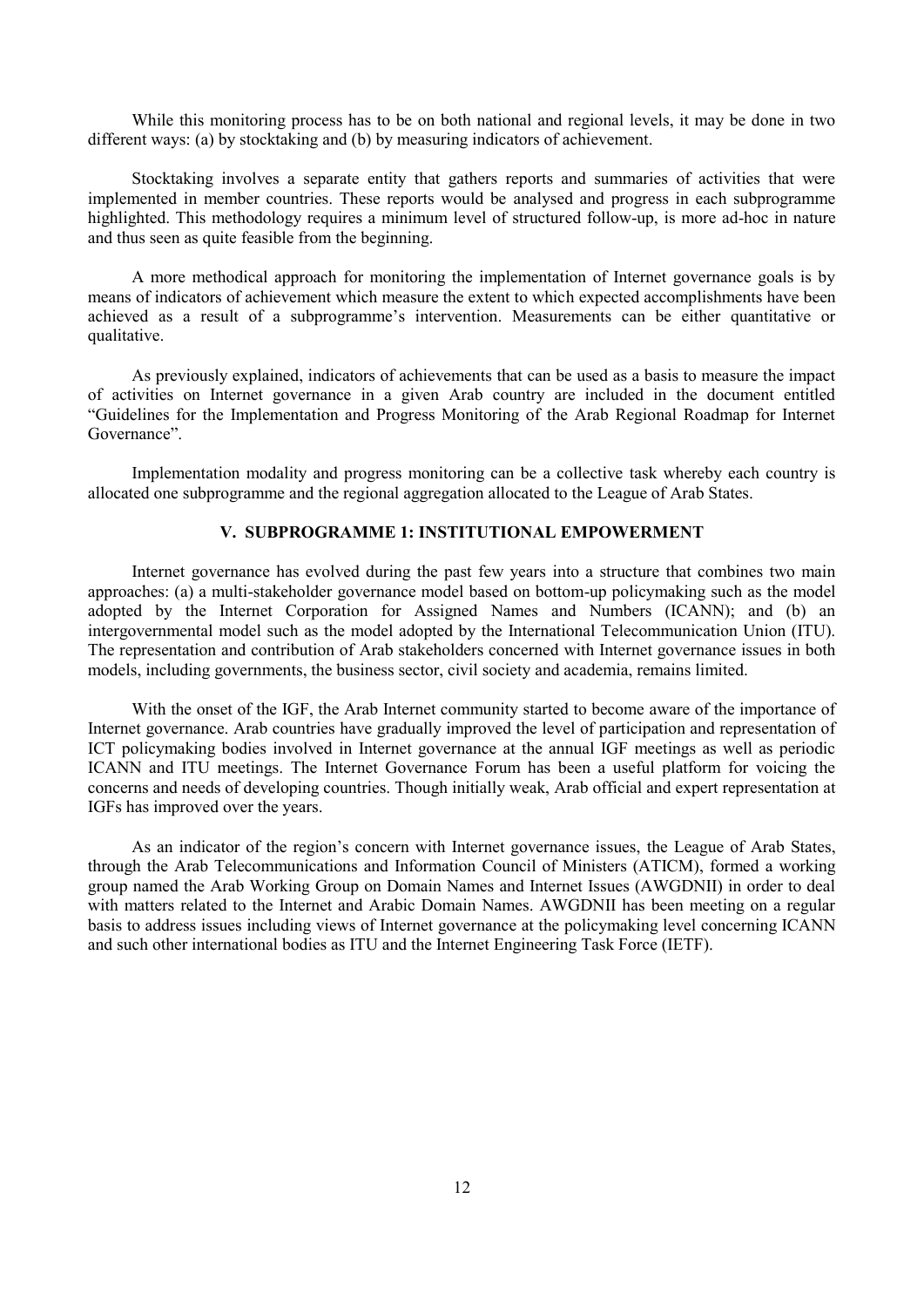While this monitoring process has to be on both national and regional levels, it may be done in two different ways: (a) by stocktaking and (b) by measuring indicators of achievement.

Stocktaking involves a separate entity that gathers reports and summaries of activities that were implemented in member countries. These reports would be analysed and progress in each subprogramme highlighted. This methodology requires a minimum level of structured follow-up, is more ad-hoc in nature and thus seen as quite feasible from the beginning.

A more methodical approach for monitoring the implementation of Internet governance goals is by means of indicators of achievement which measure the extent to which expected accomplishments have been achieved as a result of a subprogramme's intervention. Measurements can be either quantitative or qualitative.

As previously explained, indicators of achievements that can be used as a basis to measure the impact of activities on Internet governance in a given Arab country are included in the document entitled "Guidelines for the Implementation and Progress Monitoring of the Arab Regional Roadmap for Internet Governance".

Implementation modality and progress monitoring can be a collective task whereby each country is allocated one subprogramme and the regional aggregation allocated to the League of Arab States.

## V. SUBPROGRAMME 1: INSTITUTIONAL EMPOWERMENT

Internet governance has evolved during the past few years into a structure that combines two main approaches: (a) a multi-stakeholder governance model based on bottom-up policymaking such as the model adopted by the Internet Corporation for Assigned Names and Numbers (ICANN); and (b) an intergovernmental model such as the model adopted by the International Telecommunication Union (ITU). The representation and contribution of Arab stakeholders concerned with Internet governance issues in both models, including governments, the business sector, civil society and academia, remains limited.

With the onset of the IGF, the Arab Internet community started to become aware of the importance of Internet governance. Arab countries have gradually improved the level of participation and representation of ICT policymaking bodies involved in Internet governance at the annual IGF meetings as well as periodic ICANN and ITU meetings. The Internet Governance Forum has been a useful platform for voicing the concerns and needs of developing countries. Though initially weak, Arab official and expert representation at IGFs has improved over the years.

As an indicator of the region's concern with Internet governance issues, the League of Arab States, through the Arab Telecommunications and Information Council of Ministers (ATICM), formed a working group named the Arab Working Group on Domain Names and Internet Issues (AWGDNII) in order to deal with matters related to the Internet and Arabic Domain Names. AWGDNII has been meeting on a regular basis to address issues including views of Internet governance at the policymaking level concerning ICANN and such other international bodies as ITU and the Internet Engineering Task Force (IETF).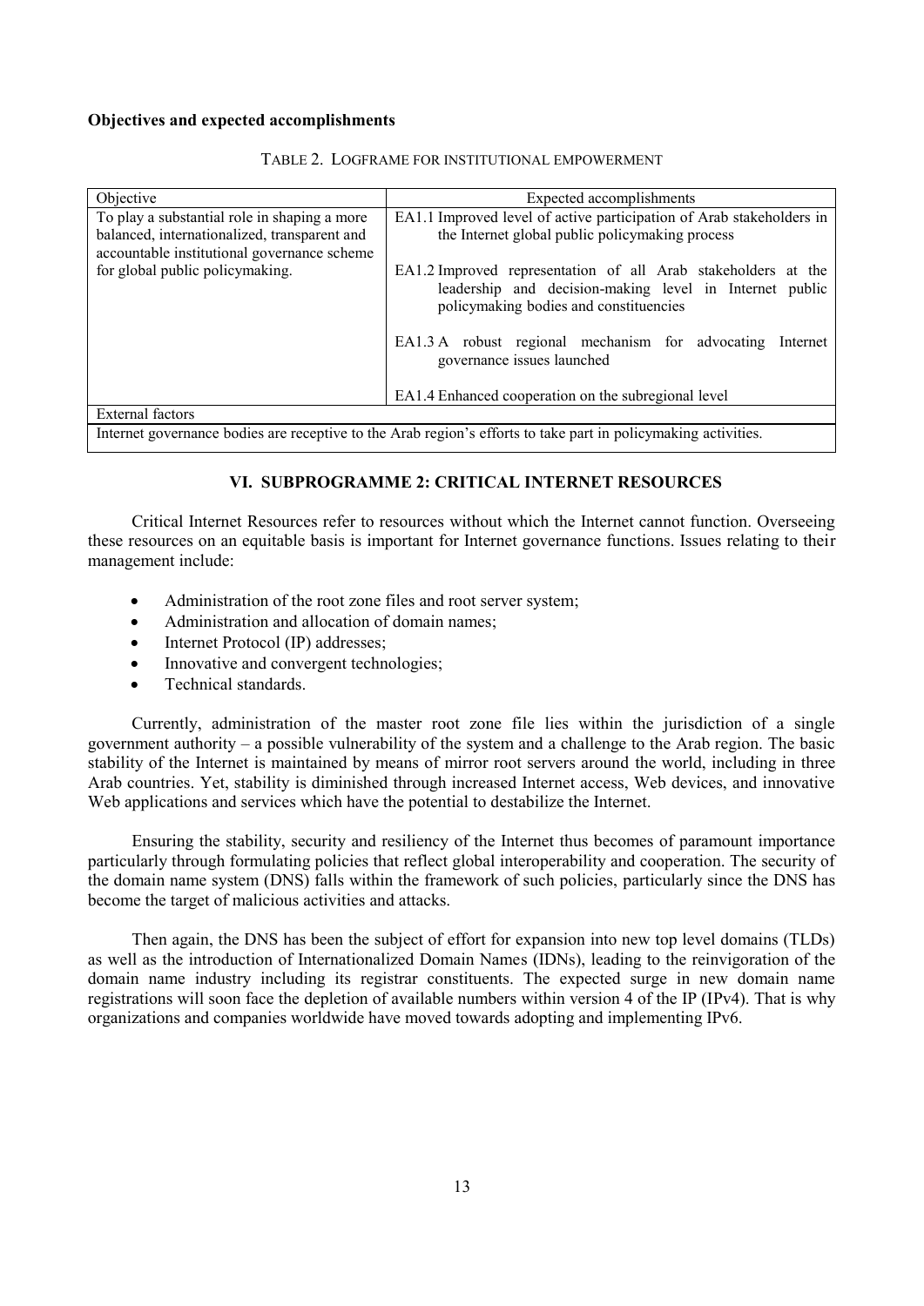**Objectives and expected accomplishments**

TABLE 2. LOGFRAME FOR INSTITUTIONAL EMPOWERMENT

| Objective | Expected accomplishments |
| --- | --- |
| To play a substantial role in shaping a more balanced, internationalized, transparent and accountable institutional governance scheme for global public policymaking. | EA1.1 Improved level of active participation of Arab stakeholders in the Internet global public policymaking process<br><br>EA1.2 Improved representation of all Arab stakeholders at the leadership and decision-making level in Internet public policymaking bodies and constituencies<br><br>EA1.3 A robust regional mechanism for advocating Internet governance issues launched<br><br>EA1.4 Enhanced cooperation on the subregional level |
| External factors | |
| Internet governance bodies are receptive to the Arab region's efforts to take part in policymaking activities. | |

## VI. SUBPROGRAMME 2: CRITICAL INTERNET RESOURCES

Critical Internet Resources refer to resources without which the Internet cannot function. Overseeing these resources on an equitable basis is important for Internet governance functions. Issues relating to their management include:

- Administration of the root zone files and root server system;
- Administration and allocation of domain names;
- Internet Protocol (IP) addresses;
- Innovative and convergent technologies;
- Technical standards.

Currently, administration of the master root zone file lies within the jurisdiction of a single government authority – a possible vulnerability of the system and a challenge to the Arab region. The basic stability of the Internet is maintained by means of mirror root servers around the world, including in three Arab countries. Yet, stability is diminished through increased Internet access, Web devices, and innovative Web applications and services which have the potential to destabilize the Internet.

Ensuring the stability, security and resiliency of the Internet thus becomes of paramount importance particularly through formulating policies that reflect global interoperability and cooperation. The security of the domain name system (DNS) falls within the framework of such policies, particularly since the DNS has become the target of malicious activities and attacks.

Then again, the DNS has been the subject of effort for expansion into new top level domains (TLDs) as well as the introduction of Internationalized Domain Names (IDNs), leading to the reinvigoration of the domain name industry including its registrar constituents. The expected surge in new domain name registrations will soon face the depletion of available numbers within version 4 of the IP (IPv4). That is why organizations and companies worldwide have moved towards adopting and implementing IPv6.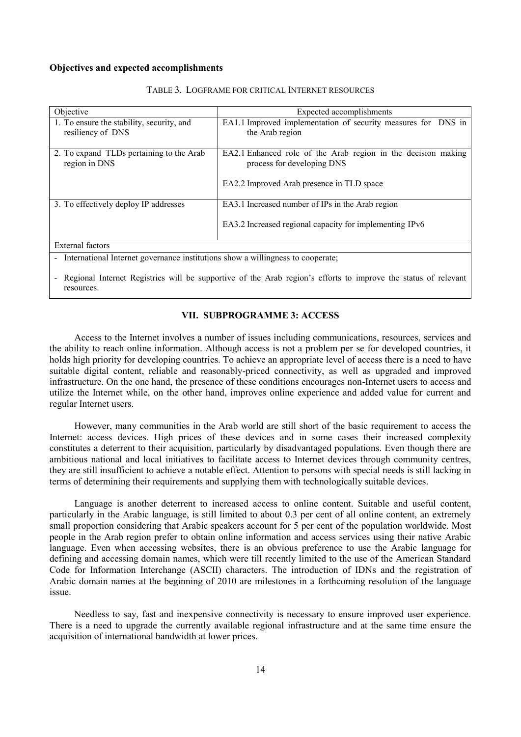**Objectives and expected accomplishments**

TABLE 3. LOGFRAME FOR CRITICAL INTERNET RESOURCES

| Objective | Expected accomplishments |
|---|---|
| 1. To ensure the stability, security, and resiliency of DNS | EA1.1 Improved implementation of security measures for DNS in the Arab region |
| 2. To expand TLDs pertaining to the Arab region in DNS | EA2.1 Enhanced role of the Arab region in the decision making process for developing DNS<br><br>EA2.2 Improved Arab presence in TLD space |
| 3. To effectively deploy IP addresses | EA3.1 Increased number of IPs in the Arab region<br><br>EA3.2 Increased regional capacity for implementing IPv6 |
| External factors | |
| - International Internet governance institutions show a willingness to cooperate;<br><br>- Regional Internet Registries will be supportive of the Arab region's efforts to improve the status of relevant resources. | |

## VII. SUBPROGRAMME 3: ACCESS

Access to the Internet involves a number of issues including communications, resources, services and the ability to reach online information. Although access is not a problem per se for developed countries, it holds high priority for developing countries. To achieve an appropriate level of access there is a need to have suitable digital content, reliable and reasonably-priced connectivity, as well as upgraded and improved infrastructure. On the one hand, the presence of these conditions encourages non-Internet users to access and utilize the Internet while, on the other hand, improves online experience and added value for current and regular Internet users.

However, many communities in the Arab world are still short of the basic requirement to access the Internet: access devices. High prices of these devices and in some cases their increased complexity constitutes a deterrent to their acquisition, particularly by disadvantaged populations. Even though there are ambitious national and local initiatives to facilitate access to Internet devices through community centres, they are still insufficient to achieve a notable effect. Attention to persons with special needs is still lacking in terms of determining their requirements and supplying them with technologically suitable devices.

Language is another deterrent to increased access to online content. Suitable and useful content, particularly in the Arabic language, is still limited to about 0.3 per cent of all online content, an extremely small proportion considering that Arabic speakers account for 5 per cent of the population worldwide. Most people in the Arab region prefer to obtain online information and access services using their native Arabic language. Even when accessing websites, there is an obvious preference to use the Arabic language for defining and accessing domain names, which were till recently limited to the use of the American Standard Code for Information Interchange (ASCII) characters. The introduction of IDNs and the registration of Arabic domain names at the beginning of 2010 are milestones in a forthcoming resolution of the language issue.

Needless to say, fast and inexpensive connectivity is necessary to ensure improved user experience. There is a need to upgrade the currently available regional infrastructure and at the same time ensure the acquisition of international bandwidth at lower prices.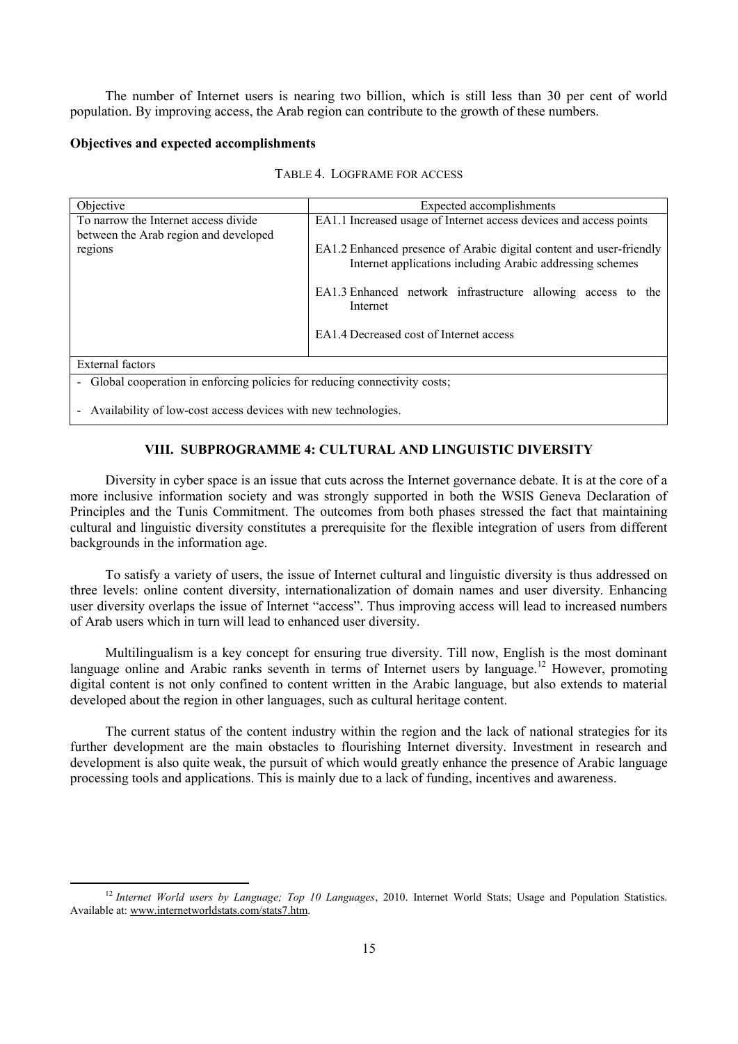The number of Internet users is nearing two billion, which is still less than 30 per cent of world population. By improving access, the Arab region can contribute to the growth of these numbers.

**Objectives and expected accomplishments**

TABLE 4. LOGFRAME FOR ACCESS

| Objective | Expected accomplishments |
| --- | --- |
| To narrow the Internet access divide between the Arab region and developed regions | EA1.1 Increased usage of Internet access devices and access points<br><br>EA1.2 Enhanced presence of Arabic digital content and user-friendly Internet applications including Arabic addressing schemes<br><br>EA1.3 Enhanced network infrastructure allowing access to the Internet<br><br>EA1.4 Decreased cost of Internet access |
| External factors | |
| - Global cooperation in enforcing policies for reducing connectivity costs;<br><br>- Availability of low-cost access devices with new technologies. | |

## VIII. SUBPROGRAMME 4: CULTURAL AND LINGUISTIC DIVERSITY

Diversity in cyber space is an issue that cuts across the Internet governance debate. It is at the core of a more inclusive information society and was strongly supported in both the WSIS Geneva Declaration of Principles and the Tunis Commitment. The outcomes from both phases stressed the fact that maintaining cultural and linguistic diversity constitutes a prerequisite for the flexible integration of users from different backgrounds in the information age.

To satisfy a variety of users, the issue of Internet cultural and linguistic diversity is thus addressed on three levels: online content diversity, internationalization of domain names and user diversity. Enhancing user diversity overlaps the issue of Internet "access". Thus improving access will lead to increased numbers of Arab users which in turn will lead to enhanced user diversity.

Multilingualism is a key concept for ensuring true diversity. Till now, English is the most dominant language online and Arabic ranks seventh in terms of Internet users by language.[12] However, promoting digital content is not only confined to content written in the Arabic language, but also extends to material developed about the region in other languages, such as cultural heritage content.

The current status of the content industry within the region and the lack of national strategies for its further development are the main obstacles to flourishing Internet diversity. Investment in research and development is also quite weak, the pursuit of which would greatly enhance the presence of Arabic language processing tools and applications. This is mainly due to a lack of funding, incentives and awareness.

---

[12] *Internet World users by Language; Top 10 Languages*, 2010. Internet World Stats; Usage and Population Statistics. Available at: www.internetworldstats.com/stats7.htm.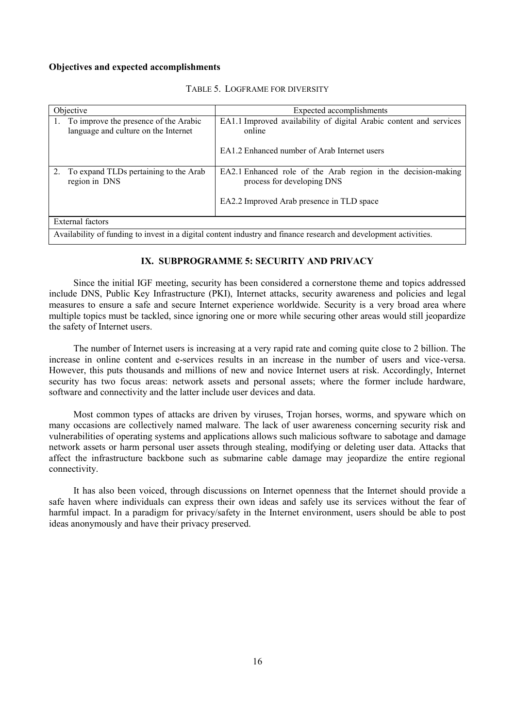**Objectives and expected accomplishments**

TABLE 5. LOGFRAME FOR DIVERSITY

| Objective | Expected accomplishments |
|---|---|
| 1. To improve the presence of the Arabic language and culture on the Internet | EA1.1 Improved availability of digital Arabic content and services online<br><br>EA1.2 Enhanced number of Arab Internet users |
| 2. To expand TLDs pertaining to the Arab region in DNS | EA2.1 Enhanced role of the Arab region in the decision-making process for developing DNS<br><br>EA2.2 Improved Arab presence in TLD space |
| External factors | |
| Availability of funding to invest in a digital content industry and finance research and development activities. | |

## IX. SUBPROGRAMME 5: SECURITY AND PRIVACY

Since the initial IGF meeting, security has been considered a cornerstone theme and topics addressed include DNS, Public Key Infrastructure (PKI), Internet attacks, security awareness and policies and legal measures to ensure a safe and secure Internet experience worldwide. Security is a very broad area where multiple topics must be tackled, since ignoring one or more while securing other areas would still jeopardize the safety of Internet users.

The number of Internet users is increasing at a very rapid rate and coming quite close to 2 billion. The increase in online content and e-services results in an increase in the number of users and vice-versa. However, this puts thousands and millions of new and novice Internet users at risk. Accordingly, Internet security has two focus areas: network assets and personal assets; where the former include hardware, software and connectivity and the latter include user devices and data.

Most common types of attacks are driven by viruses, Trojan horses, worms, and spyware which on many occasions are collectively named malware. The lack of user awareness concerning security risk and vulnerabilities of operating systems and applications allows such malicious software to sabotage and damage network assets or harm personal user assets through stealing, modifying or deleting user data. Attacks that affect the infrastructure backbone such as submarine cable damage may jeopardize the entire regional connectivity.

It has also been voiced, through discussions on Internet openness that the Internet should provide a safe haven where individuals can express their own ideas and safely use its services without the fear of harmful impact. In a paradigm for privacy/safety in the Internet environment, users should be able to post ideas anonymously and have their privacy preserved.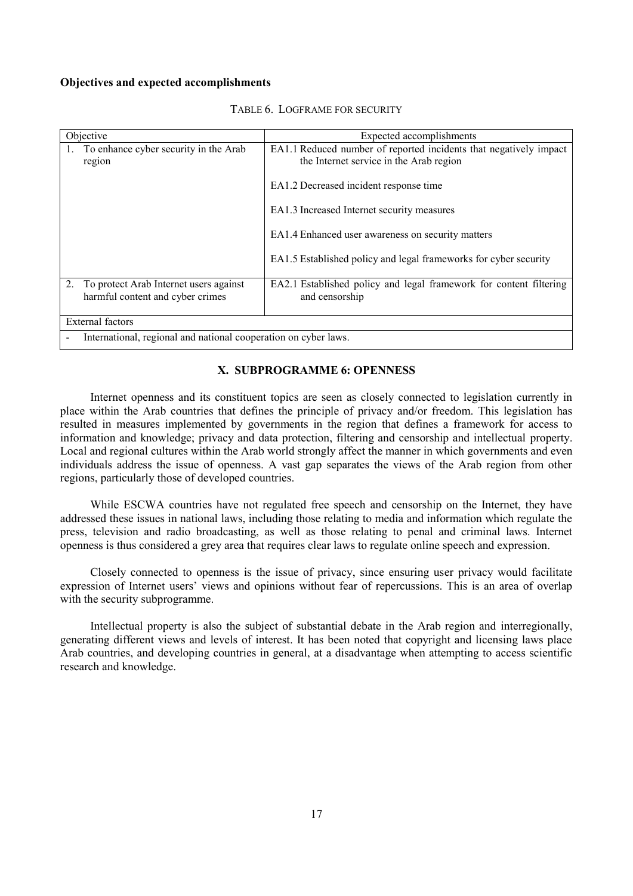**Objectives and expected accomplishments**

TABLE 6. LOGFRAME FOR SECURITY

| Objective | Expected accomplishments |
|---|---|
| 1. To enhance cyber security in the Arab region | EA1.1 Reduced number of reported incidents that negatively impact the Internet service in the Arab region<br><br>EA1.2 Decreased incident response time<br><br>EA1.3 Increased Internet security measures<br><br>EA1.4 Enhanced user awareness on security matters<br><br>EA1.5 Established policy and legal frameworks for cyber security |
| 2. To protect Arab Internet users against harmful content and cyber crimes | EA2.1 Established policy and legal framework for content filtering and censorship |
| External factors | |
| - International, regional and national cooperation on cyber laws. | |

## X. SUBPROGRAMME 6: OPENNESS

Internet openness and its constituent topics are seen as closely connected to legislation currently in place within the Arab countries that defines the principle of privacy and/or freedom. This legislation has resulted in measures implemented by governments in the region that defines a framework for access to information and knowledge; privacy and data protection, filtering and censorship and intellectual property. Local and regional cultures within the Arab world strongly affect the manner in which governments and even individuals address the issue of openness. A vast gap separates the views of the Arab region from other regions, particularly those of developed countries.

While ESCWA countries have not regulated free speech and censorship on the Internet, they have addressed these issues in national laws, including those relating to media and information which regulate the press, television and radio broadcasting, as well as those relating to penal and criminal laws. Internet openness is thus considered a grey area that requires clear laws to regulate online speech and expression.

Closely connected to openness is the issue of privacy, since ensuring user privacy would facilitate expression of Internet users' views and opinions without fear of repercussions. This is an area of overlap with the security subprogramme.

Intellectual property is also the subject of substantial debate in the Arab region and interregionally, generating different views and levels of interest. It has been noted that copyright and licensing laws place Arab countries, and developing countries in general, at a disadvantage when attempting to access scientific research and knowledge.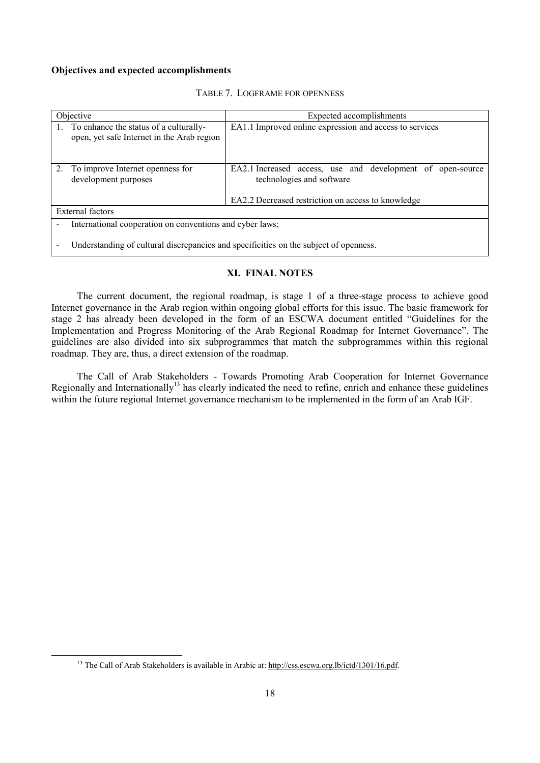**Objectives and expected accomplishments**

TABLE 7. LOGFRAME FOR OPENNESS

| Objective | Expected accomplishments |
|---|---|
| 1. To enhance the status of a culturally-open, yet safe Internet in the Arab region | EA1.1 Improved online expression and access to services |
| 2. To improve Internet openness for development purposes | EA2.1 Increased access, use and development of open-source technologies and software<br><br>EA2.2 Decreased restriction on access to knowledge |
| External factors | |
| - International cooperation on conventions and cyber laws;<br><br>- Understanding of cultural discrepancies and specificities on the subject of openness. | |

## XI. FINAL NOTES

The current document, the regional roadmap, is stage 1 of a three-stage process to achieve good Internet governance in the Arab region within ongoing global efforts for this issue. The basic framework for stage 2 has already been developed in the form of an ESCWA document entitled "Guidelines for the Implementation and Progress Monitoring of the Arab Regional Roadmap for Internet Governance". The guidelines are also divided into six subprogrammes that match the subprogrammes within this regional roadmap. They are, thus, a direct extension of the roadmap.

The Call of Arab Stakeholders - Towards Promoting Arab Cooperation for Internet Governance Regionally and Internationally[13] has clearly indicated the need to refine, enrich and enhance these guidelines within the future regional Internet governance mechanism to be implemented in the form of an Arab IGF.

[13] The Call of Arab Stakeholders is available in Arabic at: http://css.escwa.org.lb/ictd/1301/16.pdf.